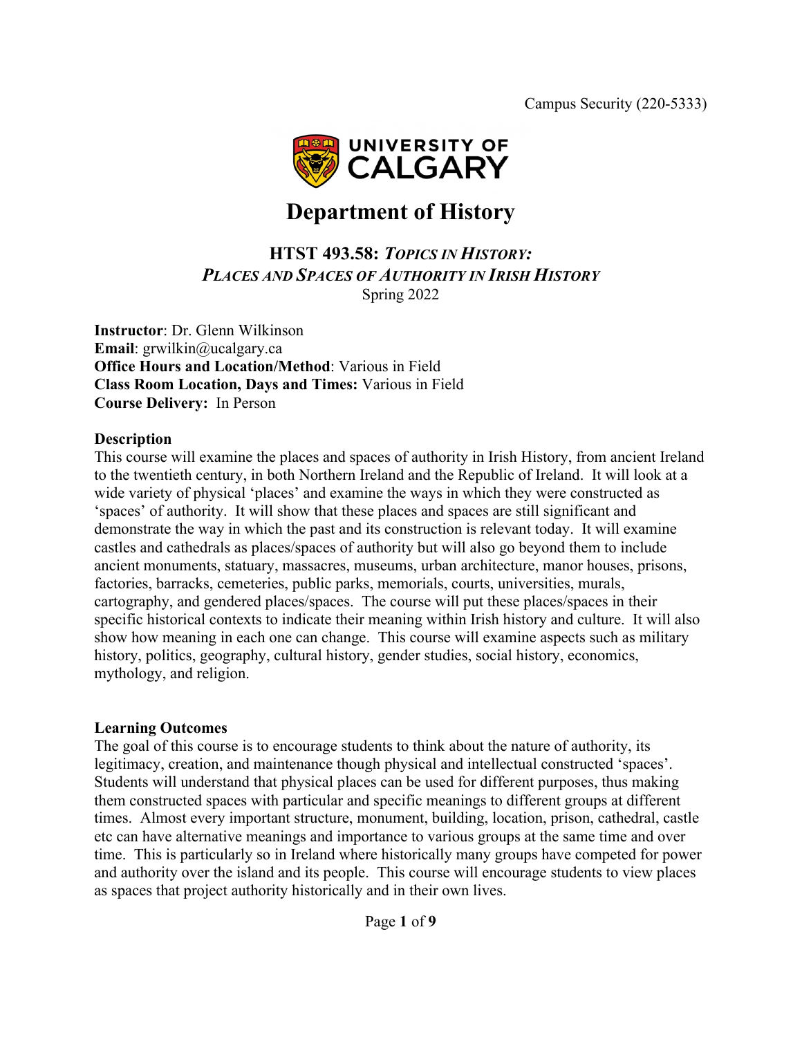Campus Security (220-5333)

UNIVERSITY OF CALGARY

# Department of History

## HTST 493.58: *Topics in History: Places and Spaces of Authority in Irish History*

Spring 2022

**Instructor**: Dr. Glenn Wilkinson
**Email**: grwilkin@ucalgary.ca
**Office Hours and Location/Method**: Various in Field
**Class Room Location, Days and Times:** Various in Field
**Course Delivery:** In Person

**Description**

This course will examine the places and spaces of authority in Irish History, from ancient Ireland to the twentieth century, in both Northern Ireland and the Republic of Ireland. It will look at a wide variety of physical 'places' and examine the ways in which they were constructed as 'spaces' of authority. It will show that these places and spaces are still significant and demonstrate the way in which the past and its construction is relevant today. It will examine castles and cathedrals as places/spaces of authority but will also go beyond them to include ancient monuments, statuary, massacres, museums, urban architecture, manor houses, prisons, factories, barracks, cemeteries, public parks, memorials, courts, universities, murals, cartography, and gendered places/spaces. The course will put these places/spaces in their specific historical contexts to indicate their meaning within Irish history and culture. It will also show how meaning in each one can change. This course will examine aspects such as military history, politics, geography, cultural history, gender studies, social history, economics, mythology, and religion.

**Learning Outcomes**

The goal of this course is to encourage students to think about the nature of authority, its legitimacy, creation, and maintenance though physical and intellectual constructed 'spaces'. Students will understand that physical places can be used for different purposes, thus making them constructed spaces with particular and specific meanings to different groups at different times. Almost every important structure, monument, building, location, prison, cathedral, castle etc can have alternative meanings and importance to various groups at the same time and over time. This is particularly so in Ireland where historically many groups have competed for power and authority over the island and its people. This course will encourage students to view places as spaces that project authority historically and in their own lives.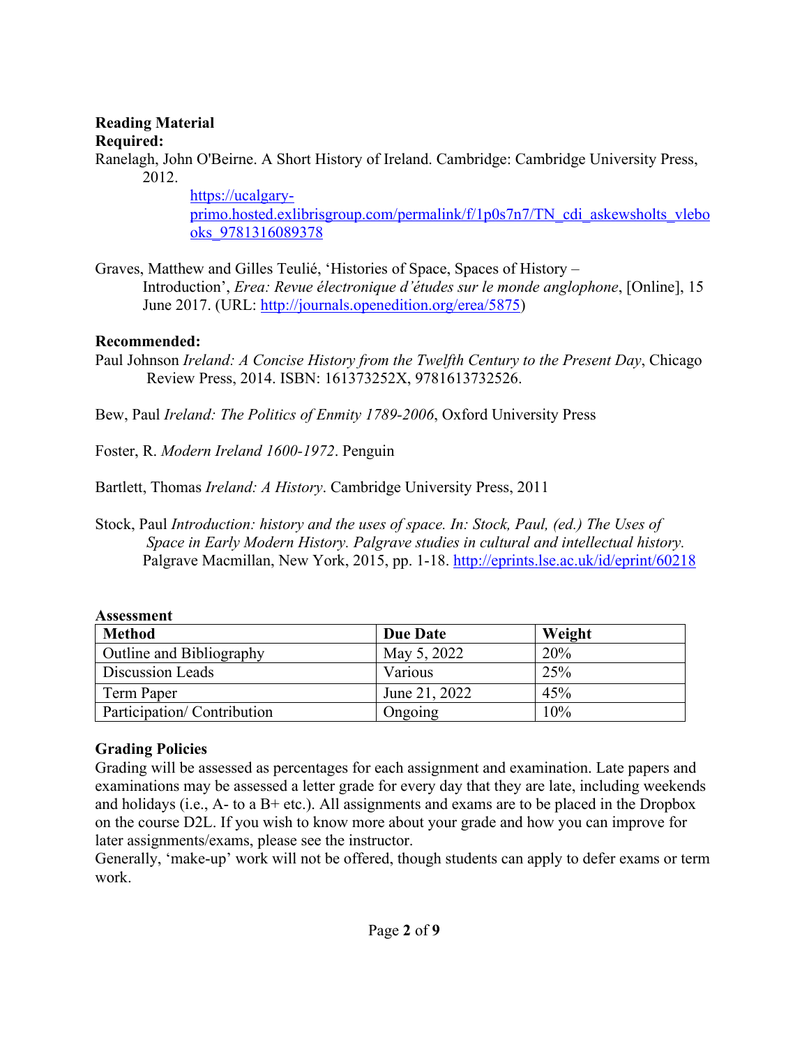**Reading Material**

**Required:**

Ranelagh, John O'Beirne. A Short History of Ireland. Cambridge: Cambridge University Press, 2012.

https://ucalgary-primo.hosted.exlibrisgroup.com/permalink/f/1p0s7n7/TN_cdi_askewsholts_vlebooks_9781316089378

Graves, Matthew and Gilles Teulié, 'Histories of Space, Spaces of History – Introduction', *Erea: Revue électronique d'études sur le monde anglophone*, [Online], 15 June 2017. (URL: http://journals.openedition.org/erea/5875)

**Recommended:**

Paul Johnson *Ireland: A Concise History from the Twelfth Century to the Present Day*, Chicago Review Press, 2014. ISBN: 161373252X, 9781613732526.

Bew, Paul *Ireland: The Politics of Enmity 1789-2006*, Oxford University Press

Foster, R. *Modern Ireland 1600-1972*. Penguin

Bartlett, Thomas *Ireland: A History*. Cambridge University Press, 2011

Stock, Paul *Introduction: history and the uses of space. In: Stock, Paul, (ed.) The Uses of Space in Early Modern History. Palgrave studies in cultural and intellectual history.* Palgrave Macmillan, New York, 2015, pp. 1-18. http://eprints.lse.ac.uk/id/eprint/60218

**Assessment**

| Method | Due Date | Weight |
|---|---|---|
| Outline and Bibliography | May 5, 2022 | 20% |
| Discussion Leads | Various | 25% |
| Term Paper | June 21, 2022 | 45% |
| Participation/ Contribution | Ongoing | 10% |

**Grading Policies**

Grading will be assessed as percentages for each assignment and examination. Late papers and examinations may be assessed a letter grade for every day that they are late, including weekends and holidays (i.e., A- to a B+ etc.). All assignments and exams are to be placed in the Dropbox on the course D2L. If you wish to know more about your grade and how you can improve for later assignments/exams, please see the instructor.

Generally, 'make-up' work will not be offered, though students can apply to defer exams or term work.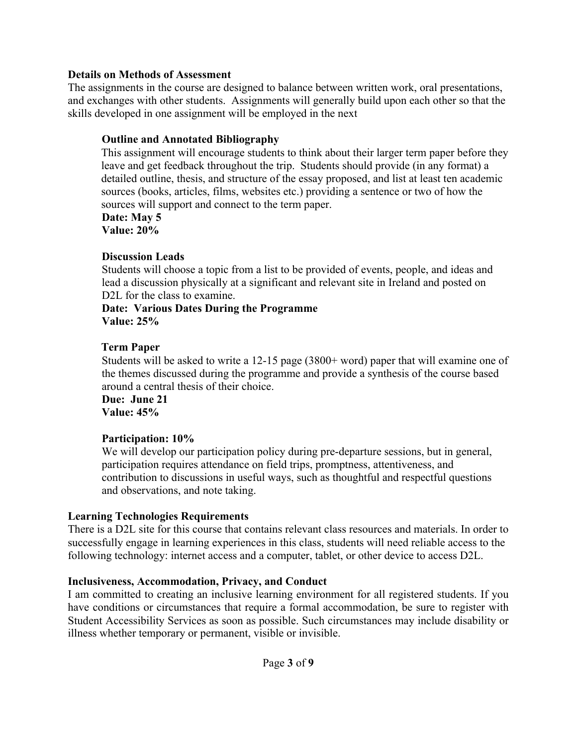**Details on Methods of Assessment**
The assignments in the course are designed to balance between written work, oral presentations, and exchanges with other students. Assignments will generally build upon each other so that the skills developed in one assignment will be employed in the next

**Outline and Annotated Bibliography**
This assignment will encourage students to think about their larger term paper before they leave and get feedback throughout the trip. Students should provide (in any format) a detailed outline, thesis, and structure of the essay proposed, and list at least ten academic sources (books, articles, films, websites etc.) providing a sentence or two of how the sources will support and connect to the term paper.
**Date: May 5**
**Value: 20%**

**Discussion Leads**
Students will choose a topic from a list to be provided of events, people, and ideas and lead a discussion physically at a significant and relevant site in Ireland and posted on D2L for the class to examine.
**Date: Various Dates During the Programme**
**Value: 25%**

**Term Paper**
Students will be asked to write a 12-15 page (3800+ word) paper that will examine one of the themes discussed during the programme and provide a synthesis of the course based around a central thesis of their choice.
**Due: June 21**
**Value: 45%**

**Participation: 10%**
We will develop our participation policy during pre-departure sessions, but in general, participation requires attendance on field trips, promptness, attentiveness, and contribution to discussions in useful ways, such as thoughtful and respectful questions and observations, and note taking.

**Learning Technologies Requirements**
There is a D2L site for this course that contains relevant class resources and materials. In order to successfully engage in learning experiences in this class, students will need reliable access to the following technology: internet access and a computer, tablet, or other device to access D2L.

**Inclusiveness, Accommodation, Privacy, and Conduct**
I am committed to creating an inclusive learning environment for all registered students. If you have conditions or circumstances that require a formal accommodation, be sure to register with Student Accessibility Services as soon as possible. Such circumstances may include disability or illness whether temporary or permanent, visible or invisible.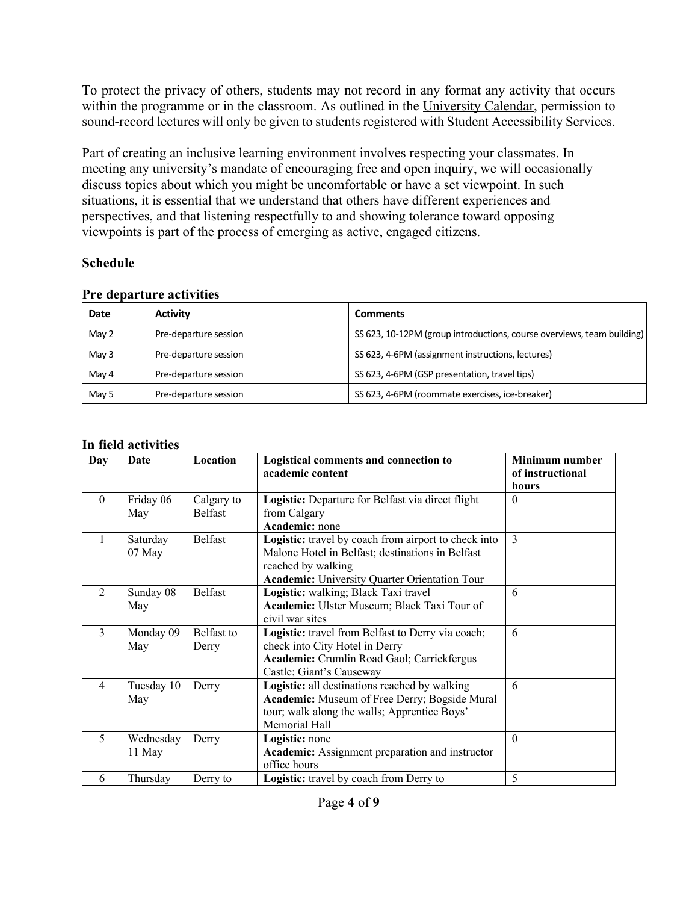To protect the privacy of others, students may not record in any format any activity that occurs within the programme or in the classroom. As outlined in the University Calendar, permission to sound-record lectures will only be given to students registered with Student Accessibility Services.

Part of creating an inclusive learning environment involves respecting your classmates. In meeting any university's mandate of encouraging free and open inquiry, we will occasionally discuss topics about which you might be uncomfortable or have a set viewpoint. In such situations, it is essential that we understand that others have different experiences and perspectives, and that listening respectfully to and showing tolerance toward opposing viewpoints is part of the process of emerging as active, engaged citizens.

### Schedule

#### Pre departure activities

| Date | Activity | Comments |
|---|---|---|
| May 2 | Pre-departure session | SS 623, 10-12PM (group introductions, course overviews, team building) |
| May 3 | Pre-departure session | SS 623, 4-6PM (assignment instructions, lectures) |
| May 4 | Pre-departure session | SS 623, 4-6PM (GSP presentation, travel tips) |
| May 5 | Pre-departure session | SS 623, 4-6PM (roommate exercises, ice-breaker) |

#### In field activities

| Day | Date | Location | Logistical comments and connection to academic content | Minimum number of instructional hours |
|---|---|---|---|---|
| 0 | Friday 06 May | Calgary to Belfast | **Logistic:** Departure for Belfast via direct flight from Calgary<br>**Academic:** none | 0 |
| 1 | Saturday 07 May | Belfast | **Logistic:** travel by coach from airport to check into Malone Hotel in Belfast; destinations in Belfast reached by walking<br>**Academic:** University Quarter Orientation Tour | 3 |
| 2 | Sunday 08 May | Belfast | **Logistic:** walking; Black Taxi travel<br>**Academic:** Ulster Museum; Black Taxi Tour of civil war sites | 6 |
| 3 | Monday 09 May | Belfast to Derry | **Logistic:** travel from Belfast to Derry via coach; check into City Hotel in Derry<br>**Academic:** Crumlin Road Gaol; Carrickfergus Castle; Giant's Causeway | 6 |
| 4 | Tuesday 10 May | Derry | **Logistic:** all destinations reached by walking<br>**Academic:** Museum of Free Derry; Bogside Mural tour; walk along the walls; Apprentice Boys' Memorial Hall | 6 |
| 5 | Wednesday 11 May | Derry | **Logistic:** none<br>**Academic:** Assignment preparation and instructor office hours | 0 |
| 6 | Thursday | Derry to | **Logistic:** travel by coach from Derry to | 5 |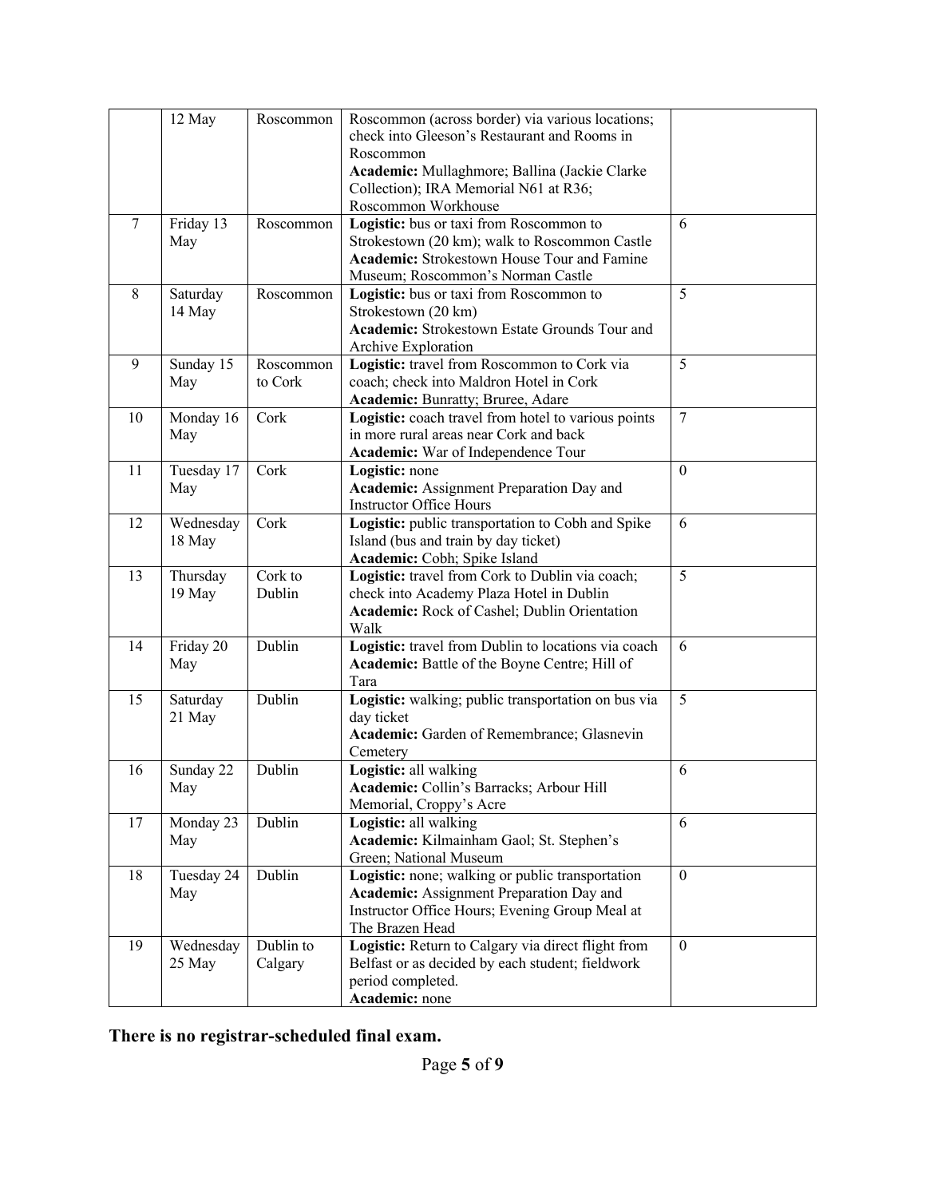| | | | | |
|---|---|---|---|---|
| | 12 May | Roscommon | Roscommon (across border) via various locations; check into Gleeson's Restaurant and Rooms in Roscommon<br>**Academic:** Mullaghmore; Ballina (Jackie Clarke Collection); IRA Memorial N61 at R36; Roscommon Workhouse | |
| 7 | Friday 13 May | Roscommon | **Logistic:** bus or taxi from Roscommon to Strokestown (20 km); walk to Roscommon Castle<br>**Academic:** Strokestown House Tour and Famine Museum; Roscommon's Norman Castle | 6 |
| 8 | Saturday 14 May | Roscommon | **Logistic:** bus or taxi from Roscommon to Strokestown (20 km)<br>**Academic:** Strokestown Estate Grounds Tour and Archive Exploration | 5 |
| 9 | Sunday 15 May | Roscommon to Cork | **Logistic:** travel from Roscommon to Cork via coach; check into Maldron Hotel in Cork<br>**Academic:** Bunratty; Bruree, Adare | 5 |
| 10 | Monday 16 May | Cork | **Logistic:** coach travel from hotel to various points in more rural areas near Cork and back<br>**Academic:** War of Independence Tour | 7 |
| 11 | Tuesday 17 May | Cork | **Logistic:** none<br>**Academic:** Assignment Preparation Day and Instructor Office Hours | 0 |
| 12 | Wednesday 18 May | Cork | **Logistic:** public transportation to Cobh and Spike Island (bus and train by day ticket)<br>**Academic:** Cobh; Spike Island | 6 |
| 13 | Thursday 19 May | Cork to Dublin | **Logistic:** travel from Cork to Dublin via coach; check into Academy Plaza Hotel in Dublin<br>**Academic:** Rock of Cashel; Dublin Orientation Walk | 5 |
| 14 | Friday 20 May | Dublin | **Logistic:** travel from Dublin to locations via coach<br>**Academic:** Battle of the Boyne Centre; Hill of Tara | 6 |
| 15 | Saturday 21 May | Dublin | **Logistic:** walking; public transportation on bus via day ticket<br>**Academic:** Garden of Remembrance; Glasnevin Cemetery | 5 |
| 16 | Sunday 22 May | Dublin | **Logistic:** all walking<br>**Academic:** Collin's Barracks; Arbour Hill Memorial, Croppy's Acre | 6 |
| 17 | Monday 23 May | Dublin | **Logistic:** all walking<br>**Academic:** Kilmainham Gaol; St. Stephen's Green; National Museum | 6 |
| 18 | Tuesday 24 May | Dublin | **Logistic:** none; walking or public transportation<br>**Academic:** Assignment Preparation Day and Instructor Office Hours; Evening Group Meal at The Brazen Head | 0 |
| 19 | Wednesday 25 May | Dublin to Calgary | **Logistic:** Return to Calgary via direct flight from Belfast or as decided by each student; fieldwork period completed.<br>**Academic:** none | 0 |

**There is no registrar-scheduled final exam.**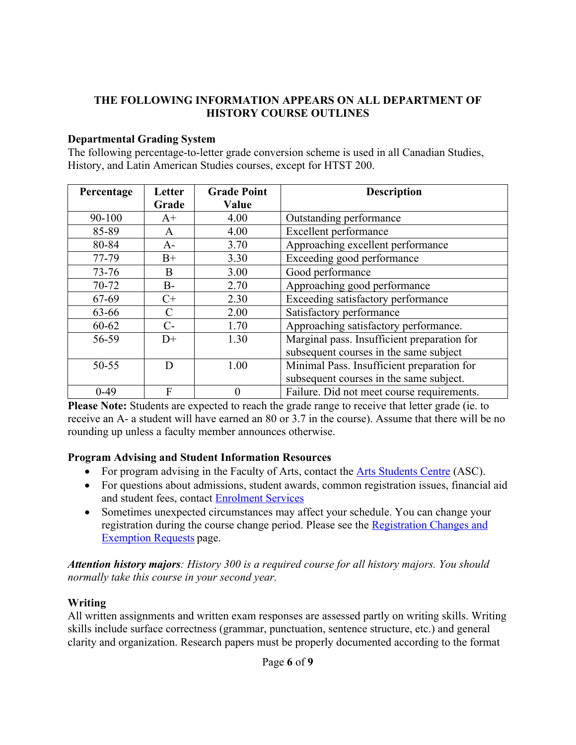**THE FOLLOWING INFORMATION APPEARS ON ALL DEPARTMENT OF HISTORY COURSE OUTLINES**

**Departmental Grading System**

The following percentage-to-letter grade conversion scheme is used in all Canadian Studies, History, and Latin American Studies courses, except for HTST 200.

| Percentage | Letter Grade | Grade Point Value | Description |
|---|---|---|---|
| 90-100 | A+ | 4.00 | Outstanding performance |
| 85-89 | A | 4.00 | Excellent performance |
| 80-84 | A- | 3.70 | Approaching excellent performance |
| 77-79 | B+ | 3.30 | Exceeding good performance |
| 73-76 | B | 3.00 | Good performance |
| 70-72 | B- | 2.70 | Approaching good performance |
| 67-69 | C+ | 2.30 | Exceeding satisfactory performance |
| 63-66 | C | 2.00 | Satisfactory performance |
| 60-62 | C- | 1.70 | Approaching satisfactory performance. |
| 56-59 | D+ | 1.30 | Marginal pass. Insufficient preparation for subsequent courses in the same subject |
| 50-55 | D | 1.00 | Minimal Pass. Insufficient preparation for subsequent courses in the same subject. |
| 0-49 | F | 0 | Failure. Did not meet course requirements. |

**Please Note:** Students are expected to reach the grade range to receive that letter grade (ie. to receive an A- a student will have earned an 80 or 3.7 in the course). Assume that there will be no rounding up unless a faculty member announces otherwise.

**Program Advising and Student Information Resources**

- For program advising in the Faculty of Arts, contact the Arts Students Centre (ASC).
- For questions about admissions, student awards, common registration issues, financial aid and student fees, contact Enrolment Services
- Sometimes unexpected circumstances may affect your schedule. You can change your registration during the course change period. Please see the Registration Changes and Exemption Requests page.

***Attention history majors**: History 300 is a required course for all history majors. You should normally take this course in your second year.*

**Writing**

All written assignments and written exam responses are assessed partly on writing skills. Writing skills include surface correctness (grammar, punctuation, sentence structure, etc.) and general clarity and organization. Research papers must be properly documented according to the format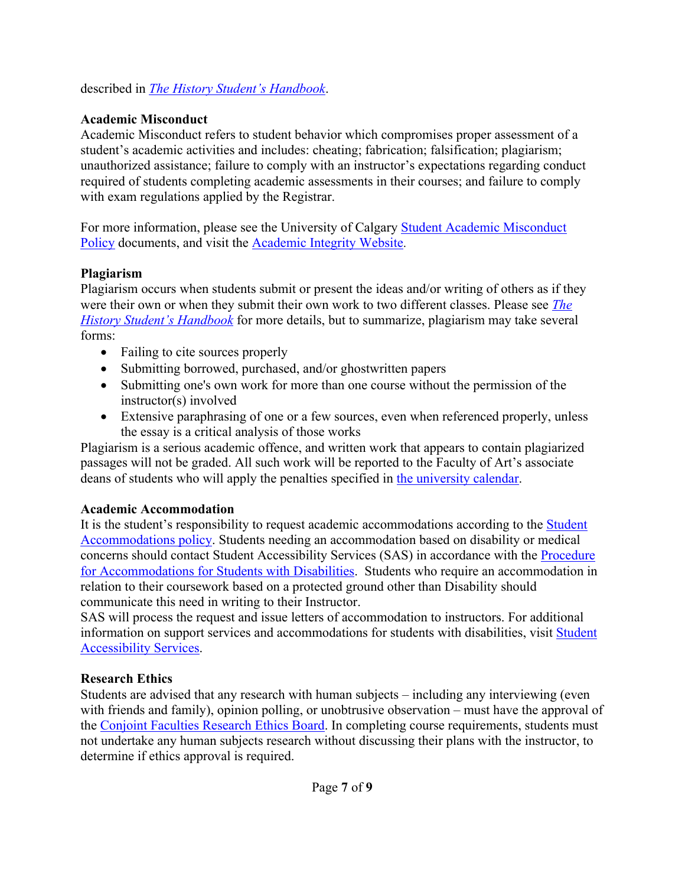described in *The History Student's Handbook*.

**Academic Misconduct**
Academic Misconduct refers to student behavior which compromises proper assessment of a student's academic activities and includes: cheating; fabrication; falsification; plagiarism; unauthorized assistance; failure to comply with an instructor's expectations regarding conduct required of students completing academic assessments in their courses; and failure to comply with exam regulations applied by the Registrar.

For more information, please see the University of Calgary Student Academic Misconduct Policy documents, and visit the Academic Integrity Website.

**Plagiarism**
Plagiarism occurs when students submit or present the ideas and/or writing of others as if they were their own or when they submit their own work to two different classes. Please see *The History Student's Handbook* for more details, but to summarize, plagiarism may take several forms:

- Failing to cite sources properly
- Submitting borrowed, purchased, and/or ghostwritten papers
- Submitting one's own work for more than one course without the permission of the instructor(s) involved
- Extensive paraphrasing of one or a few sources, even when referenced properly, unless the essay is a critical analysis of those works

Plagiarism is a serious academic offence, and written work that appears to contain plagiarized passages will not be graded. All such work will be reported to the Faculty of Art's associate deans of students who will apply the penalties specified in the university calendar.

**Academic Accommodation**
It is the student's responsibility to request academic accommodations according to the Student Accommodations policy. Students needing an accommodation based on disability or medical concerns should contact Student Accessibility Services (SAS) in accordance with the Procedure for Accommodations for Students with Disabilities. Students who require an accommodation in relation to their coursework based on a protected ground other than Disability should communicate this need in writing to their Instructor.
SAS will process the request and issue letters of accommodation to instructors. For additional information on support services and accommodations for students with disabilities, visit Student Accessibility Services.

**Research Ethics**
Students are advised that any research with human subjects – including any interviewing (even with friends and family), opinion polling, or unobtrusive observation – must have the approval of the Conjoint Faculties Research Ethics Board. In completing course requirements, students must not undertake any human subjects research without discussing their plans with the instructor, to determine if ethics approval is required.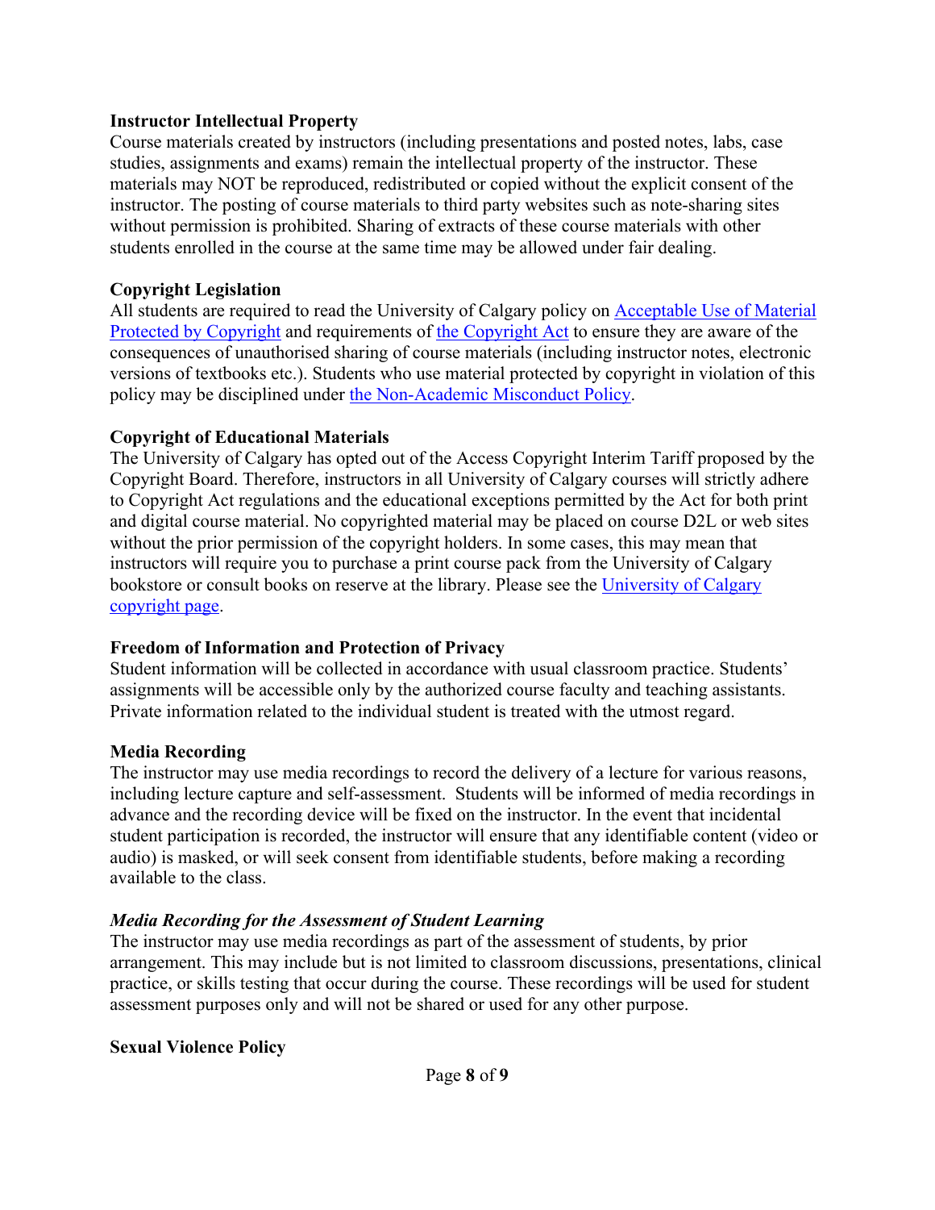**Instructor Intellectual Property**

Course materials created by instructors (including presentations and posted notes, labs, case studies, assignments and exams) remain the intellectual property of the instructor. These materials may NOT be reproduced, redistributed or copied without the explicit consent of the instructor. The posting of course materials to third party websites such as note-sharing sites without permission is prohibited. Sharing of extracts of these course materials with other students enrolled in the course at the same time may be allowed under fair dealing.

**Copyright Legislation**

All students are required to read the University of Calgary policy on Acceptable Use of Material Protected by Copyright and requirements of the Copyright Act to ensure they are aware of the consequences of unauthorised sharing of course materials (including instructor notes, electronic versions of textbooks etc.). Students who use material protected by copyright in violation of this policy may be disciplined under the Non-Academic Misconduct Policy.

**Copyright of Educational Materials**

The University of Calgary has opted out of the Access Copyright Interim Tariff proposed by the Copyright Board. Therefore, instructors in all University of Calgary courses will strictly adhere to Copyright Act regulations and the educational exceptions permitted by the Act for both print and digital course material. No copyrighted material may be placed on course D2L or web sites without the prior permission of the copyright holders. In some cases, this may mean that instructors will require you to purchase a print course pack from the University of Calgary bookstore or consult books on reserve at the library. Please see the University of Calgary copyright page.

**Freedom of Information and Protection of Privacy**

Student information will be collected in accordance with usual classroom practice. Students' assignments will be accessible only by the authorized course faculty and teaching assistants. Private information related to the individual student is treated with the utmost regard.

**Media Recording**

The instructor may use media recordings to record the delivery of a lecture for various reasons, including lecture capture and self-assessment. Students will be informed of media recordings in advance and the recording device will be fixed on the instructor. In the event that incidental student participation is recorded, the instructor will ensure that any identifiable content (video or audio) is masked, or will seek consent from identifiable students, before making a recording available to the class.

***Media Recording for the Assessment of Student Learning***

The instructor may use media recordings as part of the assessment of students, by prior arrangement. This may include but is not limited to classroom discussions, presentations, clinical practice, or skills testing that occur during the course. These recordings will be used for student assessment purposes only and will not be shared or used for any other purpose.

**Sexual Violence Policy**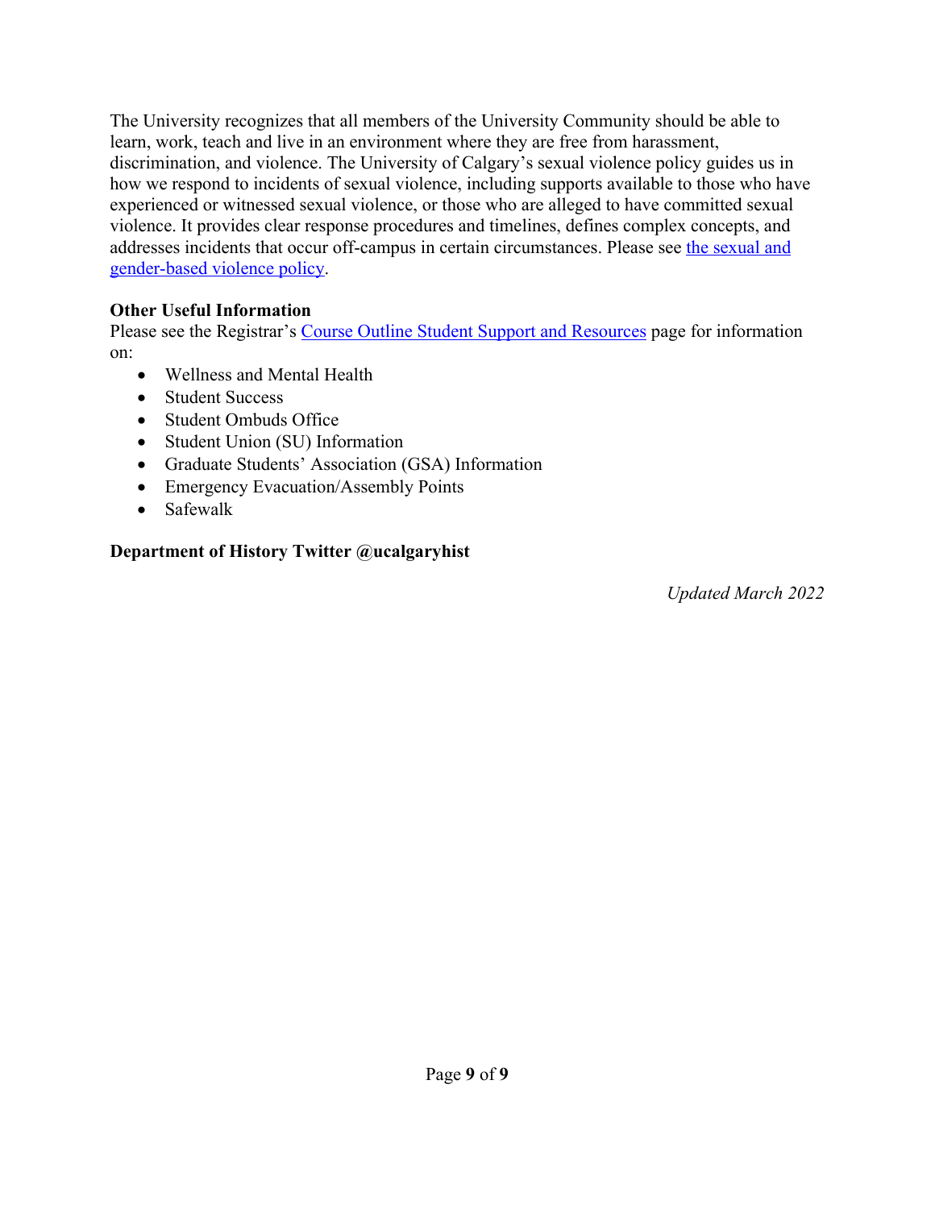The University recognizes that all members of the University Community should be able to learn, work, teach and live in an environment where they are free from harassment, discrimination, and violence. The University of Calgary's sexual violence policy guides us in how we respond to incidents of sexual violence, including supports available to those who have experienced or witnessed sexual violence, or those who are alleged to have committed sexual violence. It provides clear response procedures and timelines, defines complex concepts, and addresses incidents that occur off-campus in certain circumstances. Please see the sexual and gender-based violence policy.

**Other Useful Information**

Please see the Registrar's Course Outline Student Support and Resources page for information on:

- Wellness and Mental Health
- Student Success
- Student Ombuds Office
- Student Union (SU) Information
- Graduate Students' Association (GSA) Information
- Emergency Evacuation/Assembly Points
- Safewalk

**Department of History Twitter @ucalgaryhist**

*Updated March 2022*